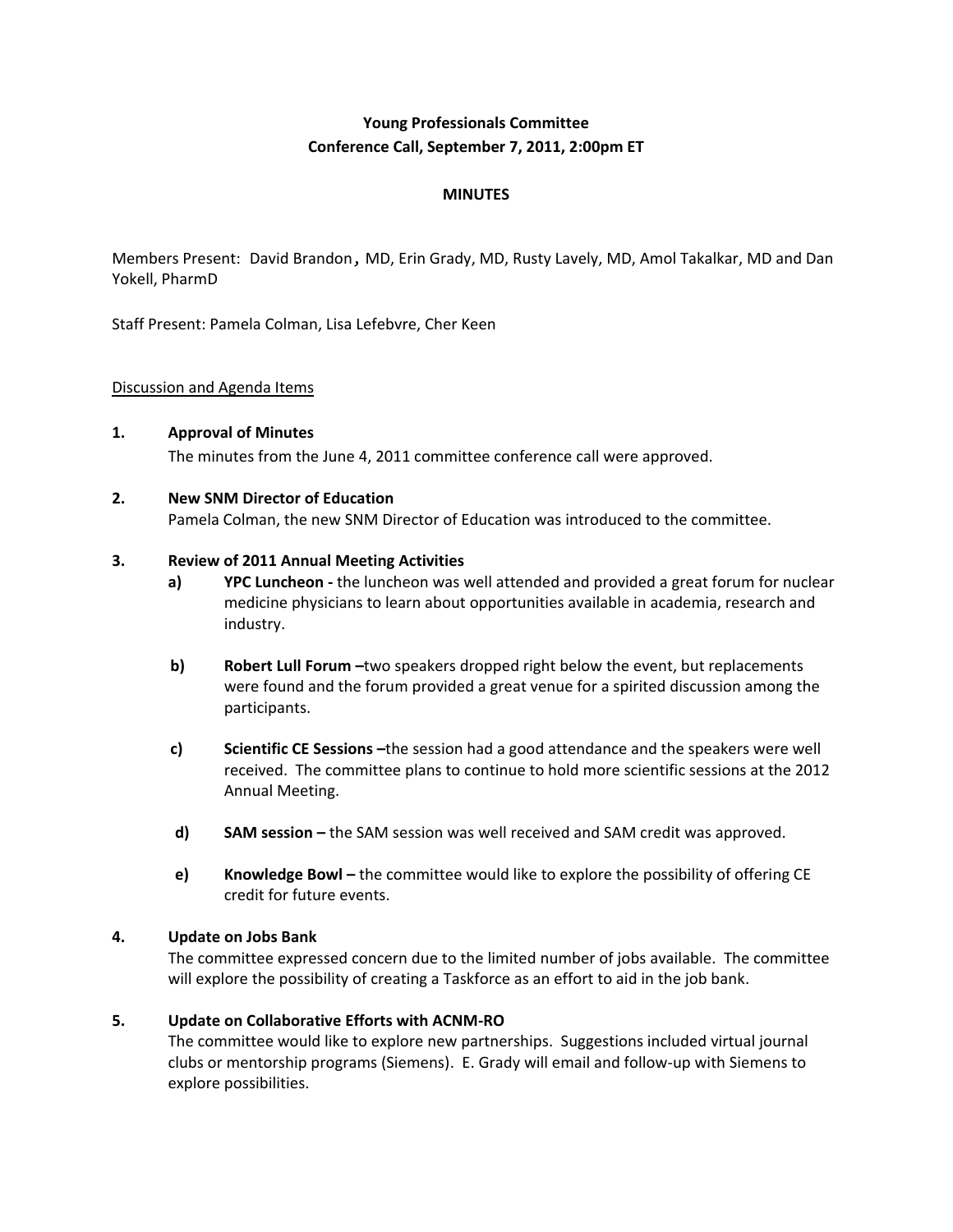**Young Professionals Committee**
**Conference Call, September 7, 2011, 2:00pm ET**

**MINUTES**

Members Present: David Brandon, MD, Erin Grady, MD, Rusty Lavely, MD, Amol Takalkar, MD and Dan Yokell, PharmD

Staff Present: Pamela Colman, Lisa Lefebvre, Cher Keen

Discussion and Agenda Items

**1. Approval of Minutes**

The minutes from the June 4, 2011 committee conference call were approved.

**2. New SNM Director of Education**

Pamela Colman, the new SNM Director of Education was introduced to the committee.

**3. Review of 2011 Annual Meeting Activities**

- **a) YPC Luncheon -** the luncheon was well attended and provided a great forum for nuclear medicine physicians to learn about opportunities available in academia, research and industry.
- **b) Robert Lull Forum –**two speakers dropped right below the event, but replacements were found and the forum provided a great venue for a spirited discussion among the participants.
- **c) Scientific CE Sessions –**the session had a good attendance and the speakers were well received. The committee plans to continue to hold more scientific sessions at the 2012 Annual Meeting.
- **d) SAM session –** the SAM session was well received and SAM credit was approved.
- **e) Knowledge Bowl –** the committee would like to explore the possibility of offering CE credit for future events.

**4. Update on Jobs Bank**

The committee expressed concern due to the limited number of jobs available. The committee will explore the possibility of creating a Taskforce as an effort to aid in the job bank.

**5. Update on Collaborative Efforts with ACNM-RO**

The committee would like to explore new partnerships. Suggestions included virtual journal clubs or mentorship programs (Siemens). E. Grady will email and follow-up with Siemens to explore possibilities.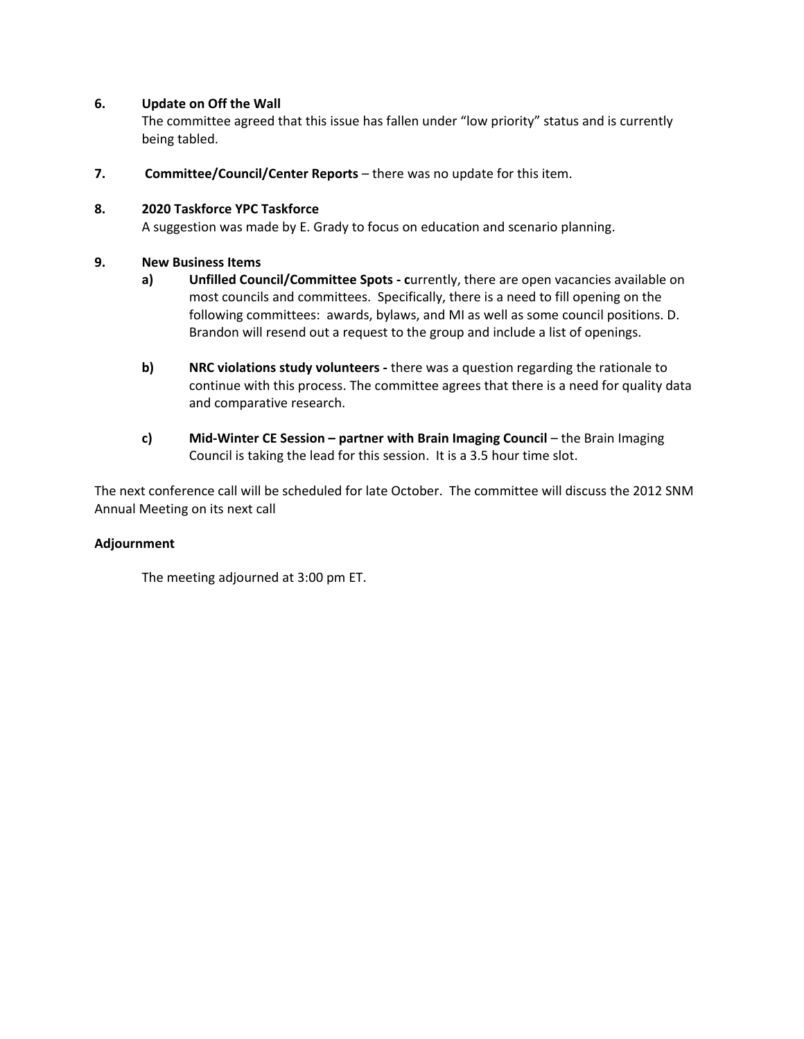**6. Update on Off the Wall**

The committee agreed that this issue has fallen under "low priority" status and is currently being tabled.

**7. Committee/Council/Center Reports** – there was no update for this item.

**8. 2020 Taskforce YPC Taskforce**

A suggestion was made by E. Grady to focus on education and scenario planning.

**9. New Business Items**

- **a) Unfilled Council/Committee Spots - c**urrently, there are open vacancies available on most councils and committees. Specifically, there is a need to fill opening on the following committees: awards, bylaws, and MI as well as some council positions. D. Brandon will resend out a request to the group and include a list of openings.

- **b) NRC violations study volunteers -** there was a question regarding the rationale to continue with this process. The committee agrees that there is a need for quality data and comparative research.

- **c) Mid-Winter CE Session – partner with Brain Imaging Council** – the Brain Imaging Council is taking the lead for this session. It is a 3.5 hour time slot.

The next conference call will be scheduled for late October. The committee will discuss the 2012 SNM Annual Meeting on its next call

**Adjournment**

The meeting adjourned at 3:00 pm ET.